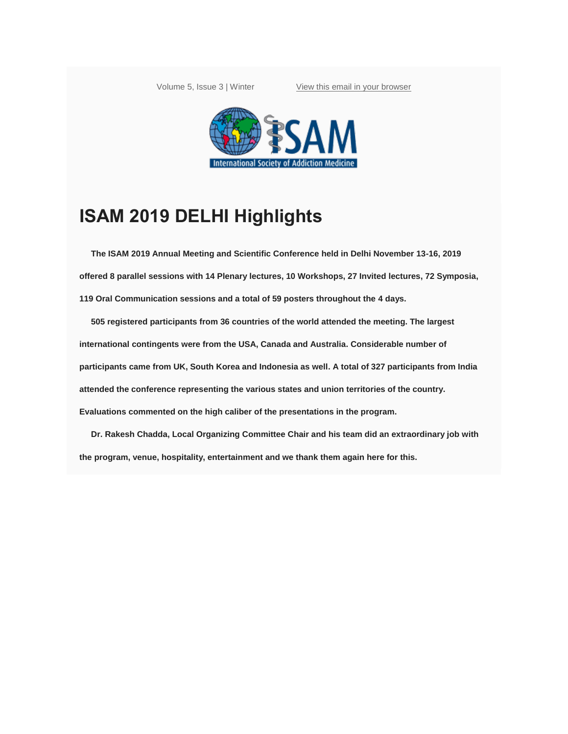Volume 5, Issue 3 | Winter View this email in your browser

# ISAM 2019 DELHI Highlights

**The ISAM 2019 Annual Meeting and Scientific Conference held in Delhi November 13-16, 2019 offered 8 parallel sessions with 14 Plenary lectures, 10 Workshops, 27 Invited lectures, 72 Symposia, 119 Oral Communication sessions and a total of 59 posters throughout the 4 days.**

**505 registered participants from 36 countries of the world attended the meeting. The largest international contingents were from the USA, Canada and Australia. Considerable number of participants came from UK, South Korea and Indonesia as well. A total of 327 participants from India attended the conference representing the various states and union territories of the country. Evaluations commented on the high caliber of the presentations in the program.**

**Dr. Rakesh Chadda, Local Organizing Committee Chair and his team did an extraordinary job with the program, venue, hospitality, entertainment and we thank them again here for this.**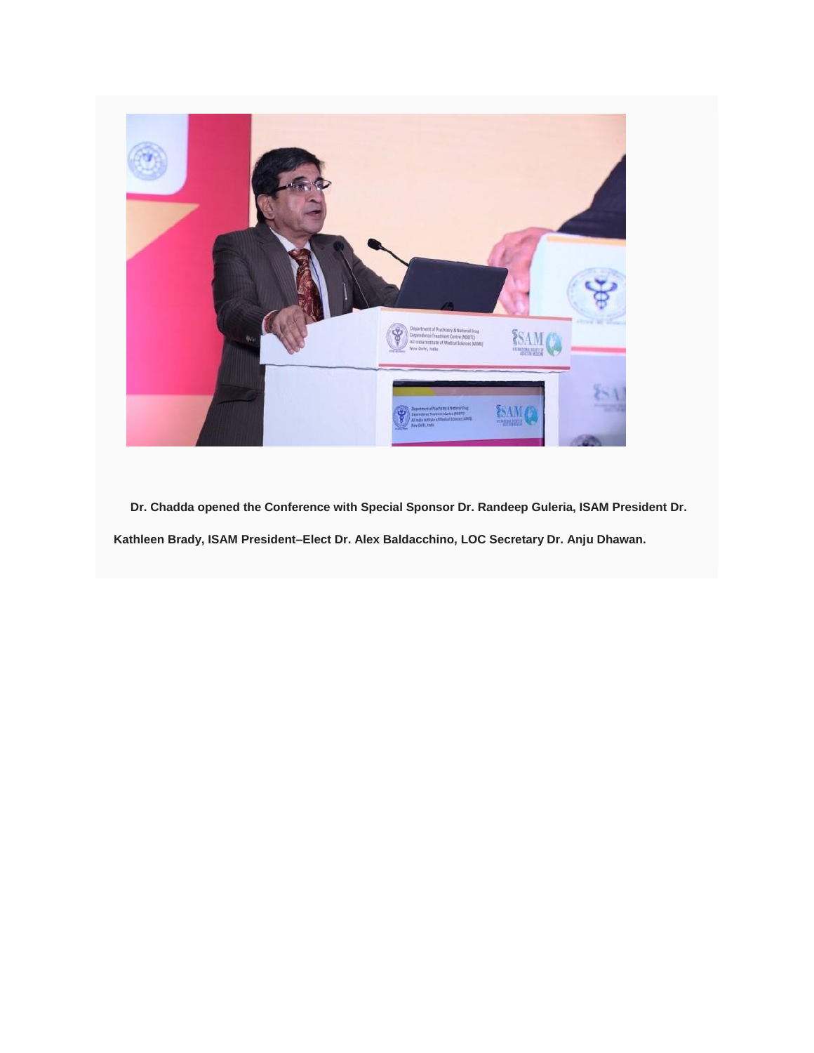**Dr. Chadda opened the Conference with Special Sponsor Dr. Randeep Guleria, ISAM President Dr. Kathleen Brady, ISAM President–Elect Dr. Alex Baldacchino, LOC Secretary Dr. Anju Dhawan.**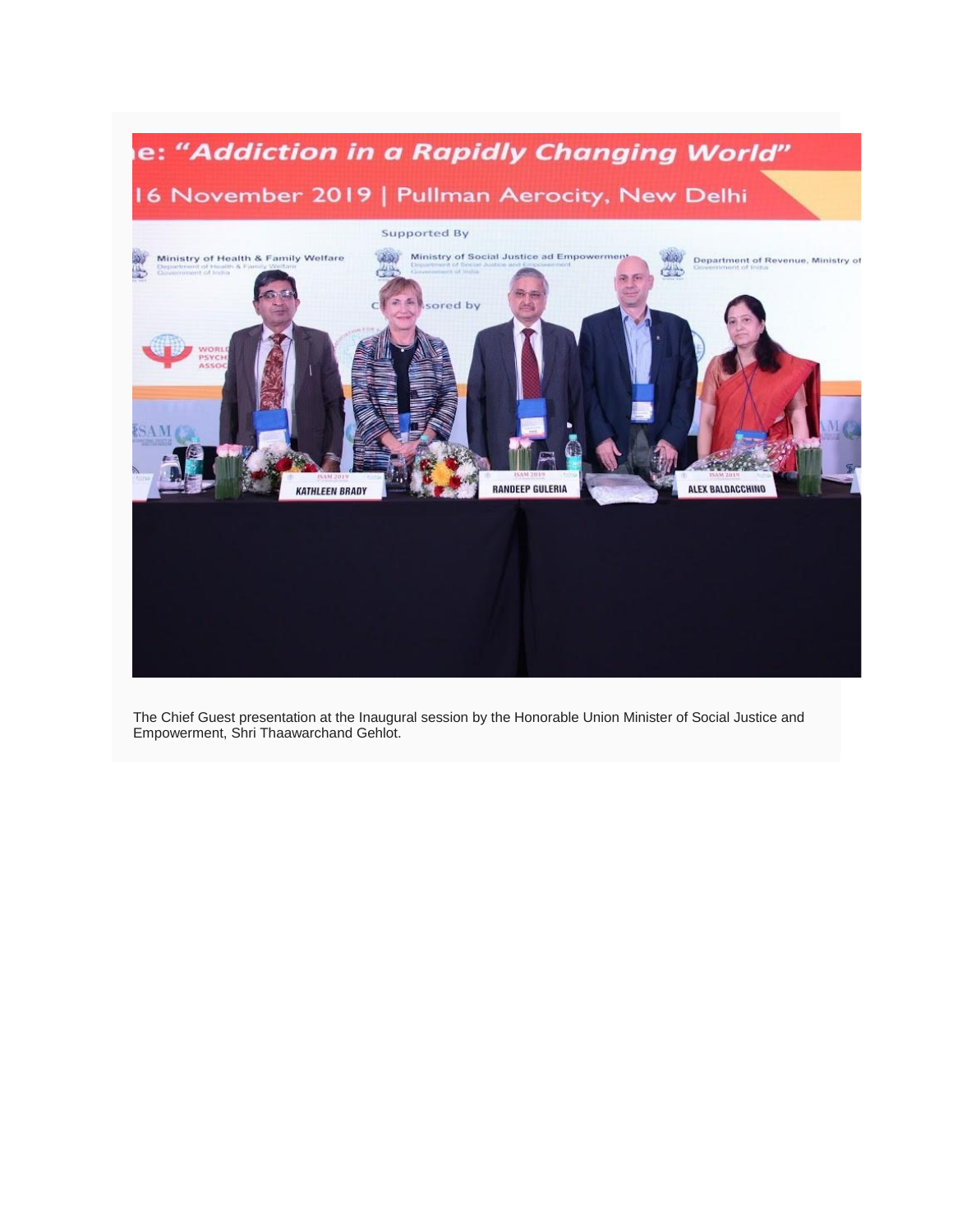The Chief Guest presentation at the Inaugural session by the Honorable Union Minister of Social Justice and Empowerment, Shri Thaawarchand Gehlot.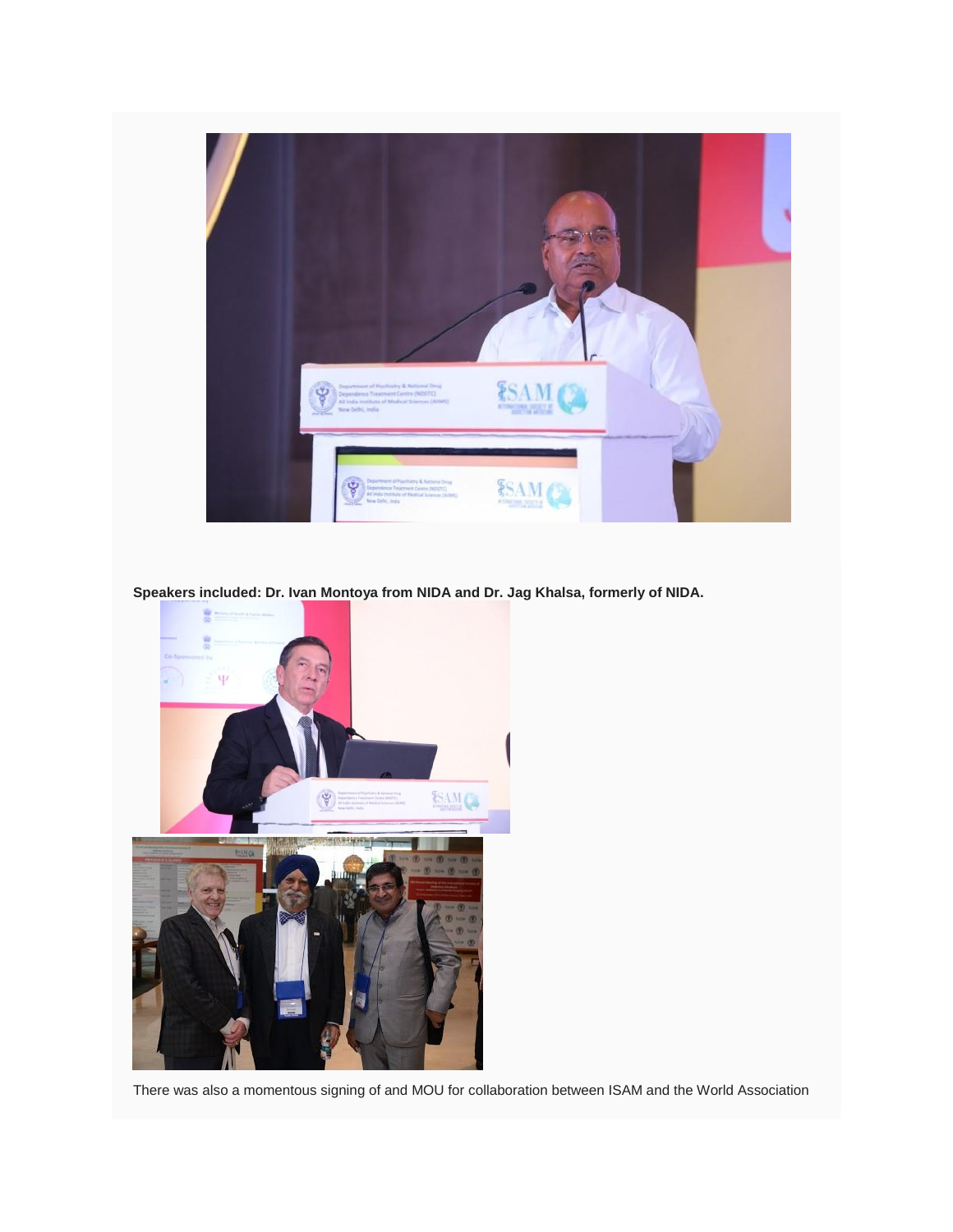**Speakers included: Dr. Ivan Montoya from NIDA and Dr. Jag Khalsa, formerly of NIDA.**

There was also a momentous signing of and MOU for collaboration between ISAM and the World Association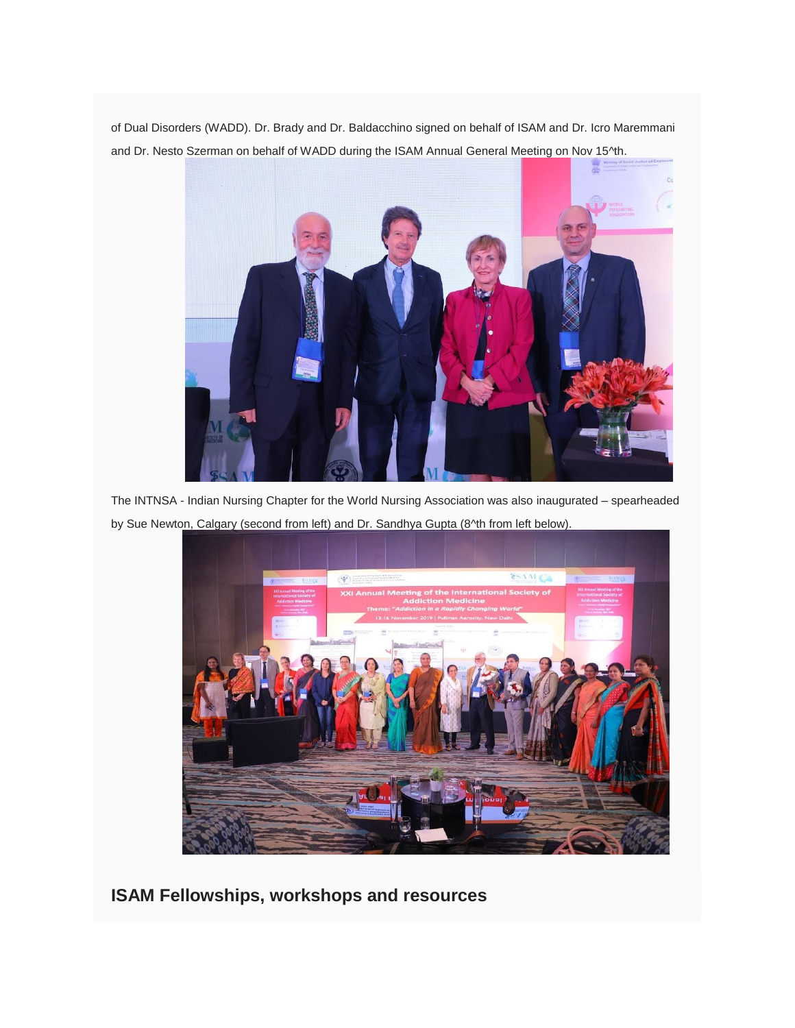of Dual Disorders (WADD). Dr. Brady and Dr. Baldacchino signed on behalf of ISAM and Dr. Icro Maremmani and Dr. Nesto Szerman on behalf of WADD during the ISAM Annual General Meeting on Nov 15^th.

The INTNSA - Indian Nursing Chapter for the World Nursing Association was also inaugurated – spearheaded by Sue Newton, Calgary (second from left) and Dr. Sandhya Gupta (8^th from left below).

## ISAM Fellowships, workshops and resources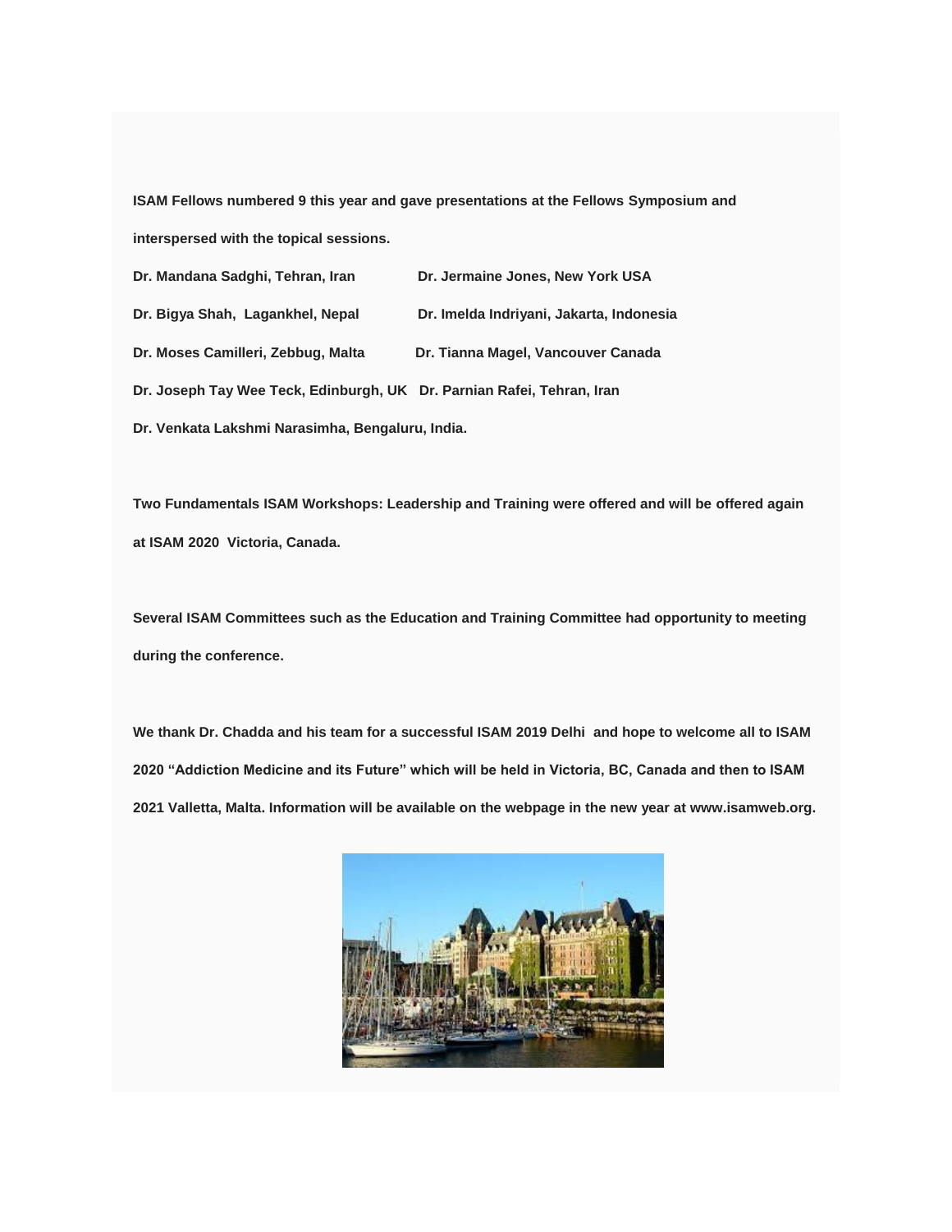**ISAM Fellows numbered 9 this year and gave presentations at the Fellows Symposium and interspersed with the topical sessions.**

**Dr. Mandana Sadghi, Tehran, Iran**

**Dr. Jermaine Jones, New York USA**

**Dr. Bigya Shah, Lagankhel, Nepal**

**Dr. Imelda Indriyani, Jakarta, Indonesia**

**Dr. Moses Camilleri, Zebbug, Malta**

**Dr. Tianna Magel, Vancouver Canada**

**Dr. Joseph Tay Wee Teck, Edinburgh, UK**

**Dr. Parnian Rafei, Tehran, Iran**

**Dr. Venkata Lakshmi Narasimha, Bengaluru, India.**

**Two Fundamentals ISAM Workshops: Leadership and Training were offered and will be offered again at ISAM 2020 Victoria, Canada.**

**Several ISAM Committees such as the Education and Training Committee had opportunity to meeting during the conference.**

**We thank Dr. Chadda and his team for a successful ISAM 2019 Delhi and hope to welcome all to ISAM 2020 "Addiction Medicine and its Future" which will be held in Victoria, BC, Canada and then to ISAM 2021 Valletta, Malta. Information will be available on the webpage in the new year at www.isamweb.org.**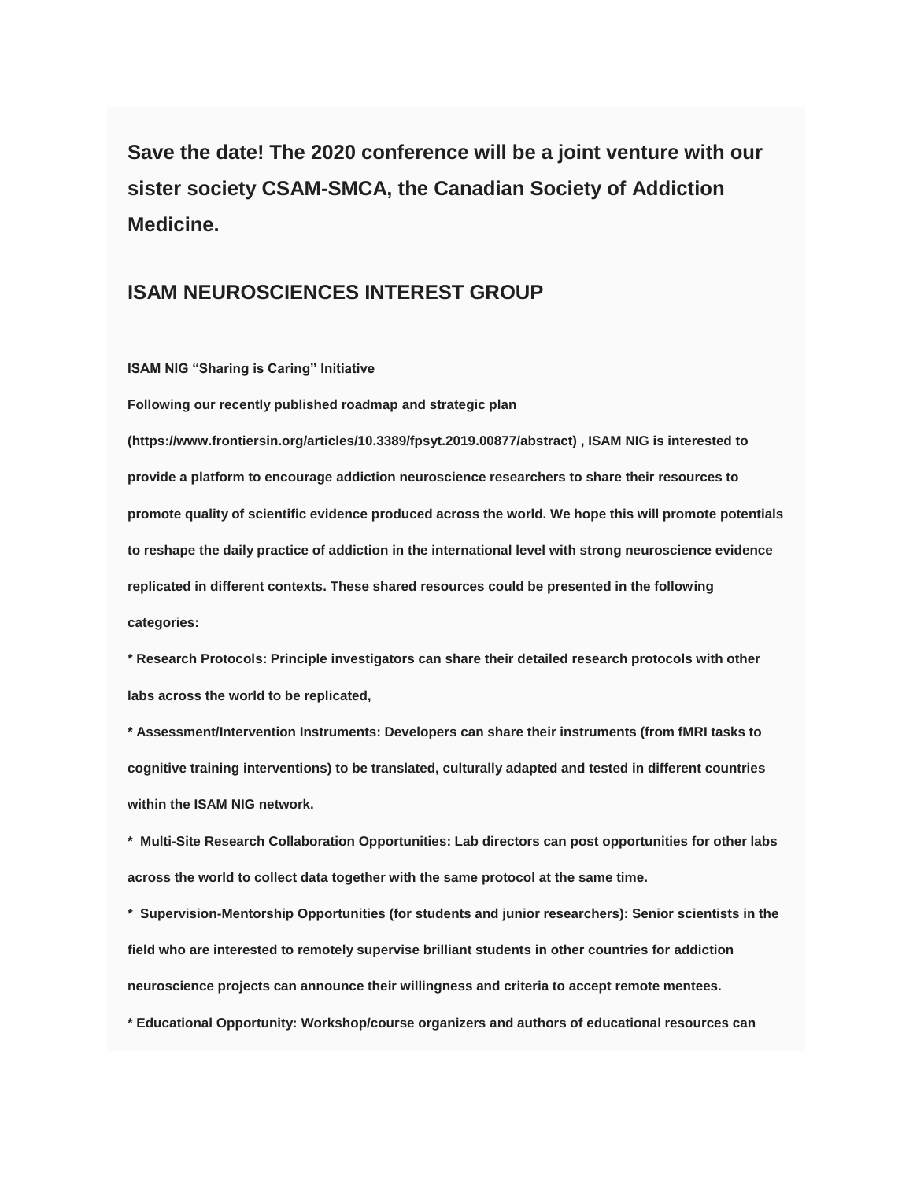## Save the date! The 2020 conference will be a joint venture with our sister society CSAM-SMCA, the Canadian Society of Addiction Medicine.

## ISAM NEUROSCIENCES INTEREST GROUP

**ISAM NIG "Sharing is Caring" Initiative**

**Following our recently published roadmap and strategic plan (https://www.frontiersin.org/articles/10.3389/fpsyt.2019.00877/abstract) , ISAM NIG is interested to provide a platform to encourage addiction neuroscience researchers to share their resources to promote quality of scientific evidence produced across the world. We hope this will promote potentials to reshape the daily practice of addiction in the international level with strong neuroscience evidence replicated in different contexts. These shared resources could be presented in the following categories:**

- **Research Protocols: Principle investigators can share their detailed research protocols with other labs across the world to be replicated,**
- **Assessment/Intervention Instruments: Developers can share their instruments (from fMRI tasks to cognitive training interventions) to be translated, culturally adapted and tested in different countries within the ISAM NIG network.**
- **Multi-Site Research Collaboration Opportunities: Lab directors can post opportunities for other labs across the world to collect data together with the same protocol at the same time.**
- **Supervision-Mentorship Opportunities (for students and junior researchers): Senior scientists in the field who are interested to remotely supervise brilliant students in other countries for addiction neuroscience projects can announce their willingness and criteria to accept remote mentees.**
- **Educational Opportunity: Workshop/course organizers and authors of educational resources can**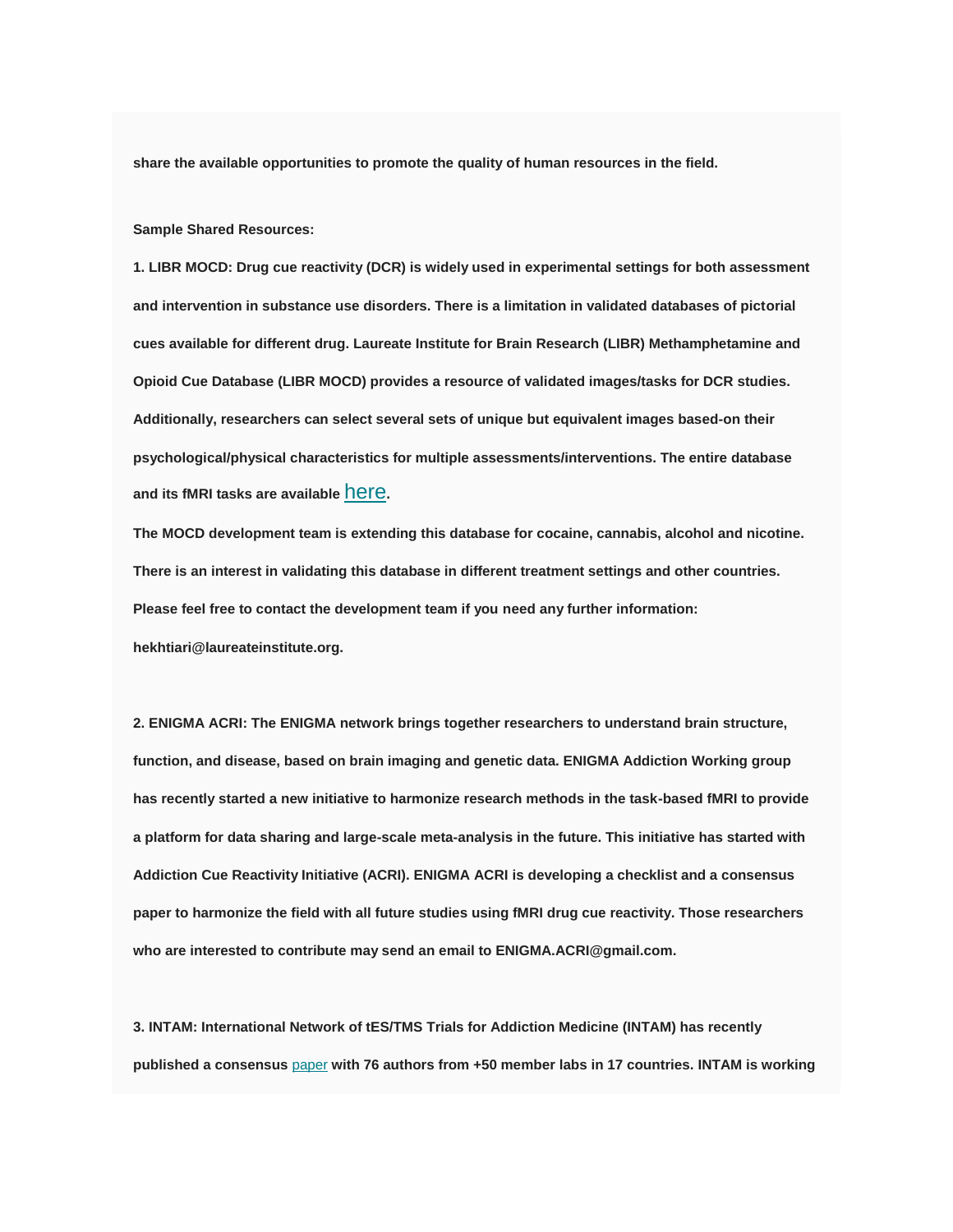**share the available opportunities to promote the quality of human resources in the field.**

**Sample Shared Resources:**

**1. LIBR MOCD: Drug cue reactivity (DCR) is widely used in experimental settings for both assessment and intervention in substance use disorders. There is a limitation in validated databases of pictorial cues available for different drug. Laureate Institute for Brain Research (LIBR) Methamphetamine and Opioid Cue Database (LIBR MOCD) provides a resource of validated images/tasks for DCR studies. Additionally, researchers can select several sets of unique but equivalent images based-on their psychological/physical characteristics for multiple assessments/interventions. The entire database and its fMRI tasks are available here.**

**The MOCD development team is extending this database for cocaine, cannabis, alcohol and nicotine. There is an interest in validating this database in different treatment settings and other countries. Please feel free to contact the development team if you need any further information: hekhtiari@laureateinstitute.org.**

**2. ENIGMA ACRI: The ENIGMA network brings together researchers to understand brain structure, function, and disease, based on brain imaging and genetic data. ENIGMA Addiction Working group has recently started a new initiative to harmonize research methods in the task-based fMRI to provide a platform for data sharing and large-scale meta-analysis in the future. This initiative has started with Addiction Cue Reactivity Initiative (ACRI). ENIGMA ACRI is developing a checklist and a consensus paper to harmonize the field with all future studies using fMRI drug cue reactivity. Those researchers who are interested to contribute may send an email to ENIGMA.ACRI@gmail.com.**

**3. INTAM: International Network of tES/TMS Trials for Addiction Medicine (INTAM) has recently published a consensus paper with 76 authors from +50 member labs in 17 countries. INTAM is working**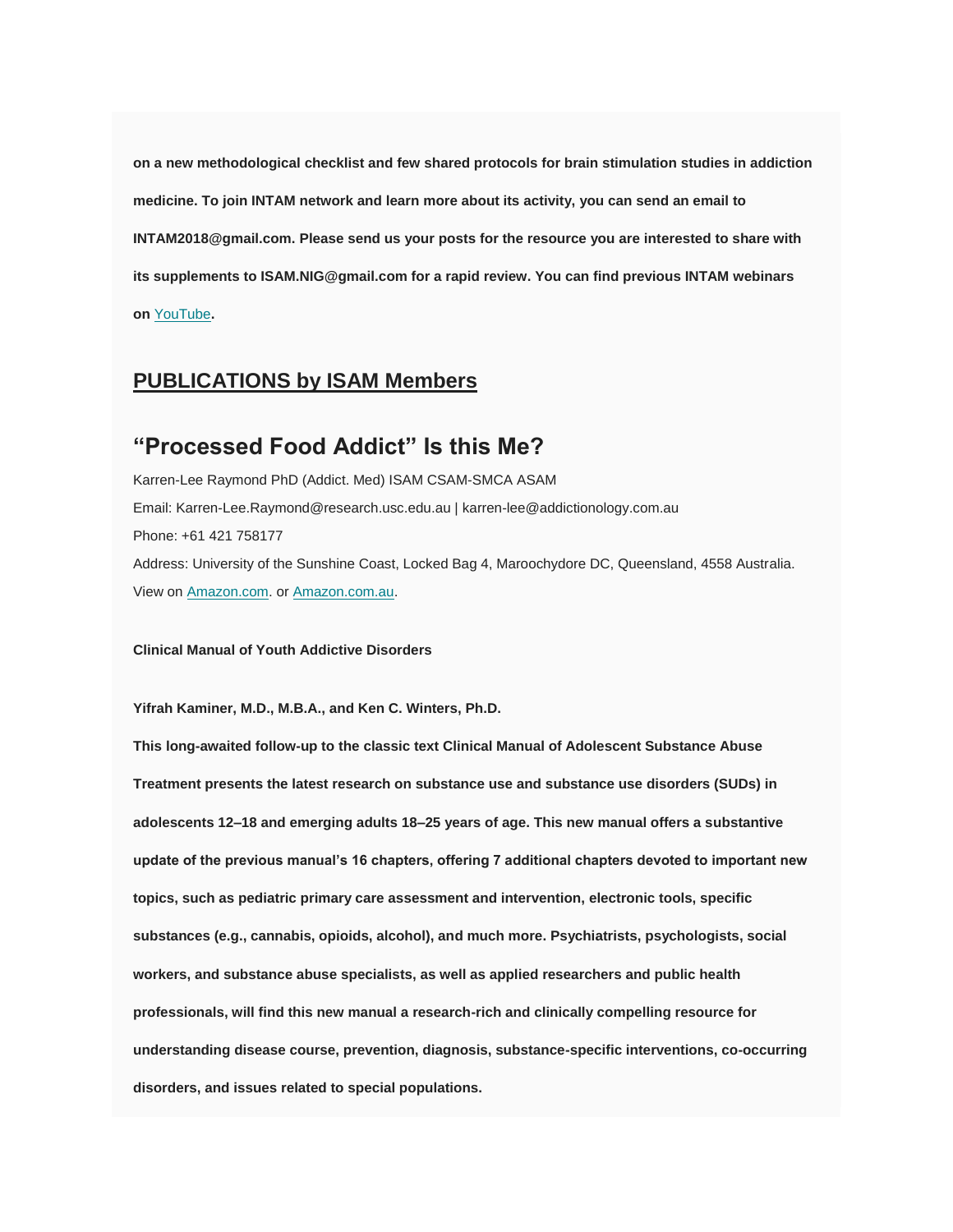**on a new methodological checklist and few shared protocols for brain stimulation studies in addiction medicine. To join INTAM network and learn more about its activity, you can send an email to INTAM2018@gmail.com. Please send us your posts for the resource you are interested to share with its supplements to ISAM.NIG@gmail.com for a rapid review. You can find previous INTAM webinars on YouTube.**

## PUBLICATIONS by ISAM Members

## "Processed Food Addict" Is this Me?

Karren-Lee Raymond PhD (Addict. Med) ISAM CSAM-SMCA ASAM

Email: Karren-Lee.Raymond@research.usc.edu.au | karren-lee@addictionology.com.au

Phone: +61 421 758177

Address: University of the Sunshine Coast, Locked Bag 4, Maroochydore DC, Queensland, 4558 Australia.

View on Amazon.com. or Amazon.com.au.

**Clinical Manual of Youth Addictive Disorders**

**Yifrah Kaminer, M.D., M.B.A., and Ken C. Winters, Ph.D.**

**This long-awaited follow-up to the classic text Clinical Manual of Adolescent Substance Abuse Treatment presents the latest research on substance use and substance use disorders (SUDs) in adolescents 12–18 and emerging adults 18–25 years of age. This new manual offers a substantive update of the previous manual's 16 chapters, offering 7 additional chapters devoted to important new topics, such as pediatric primary care assessment and intervention, electronic tools, specific substances (e.g., cannabis, opioids, alcohol), and much more. Psychiatrists, psychologists, social workers, and substance abuse specialists, as well as applied researchers and public health professionals, will find this new manual a research-rich and clinically compelling resource for understanding disease course, prevention, diagnosis, substance-specific interventions, co-occurring disorders, and issues related to special populations.**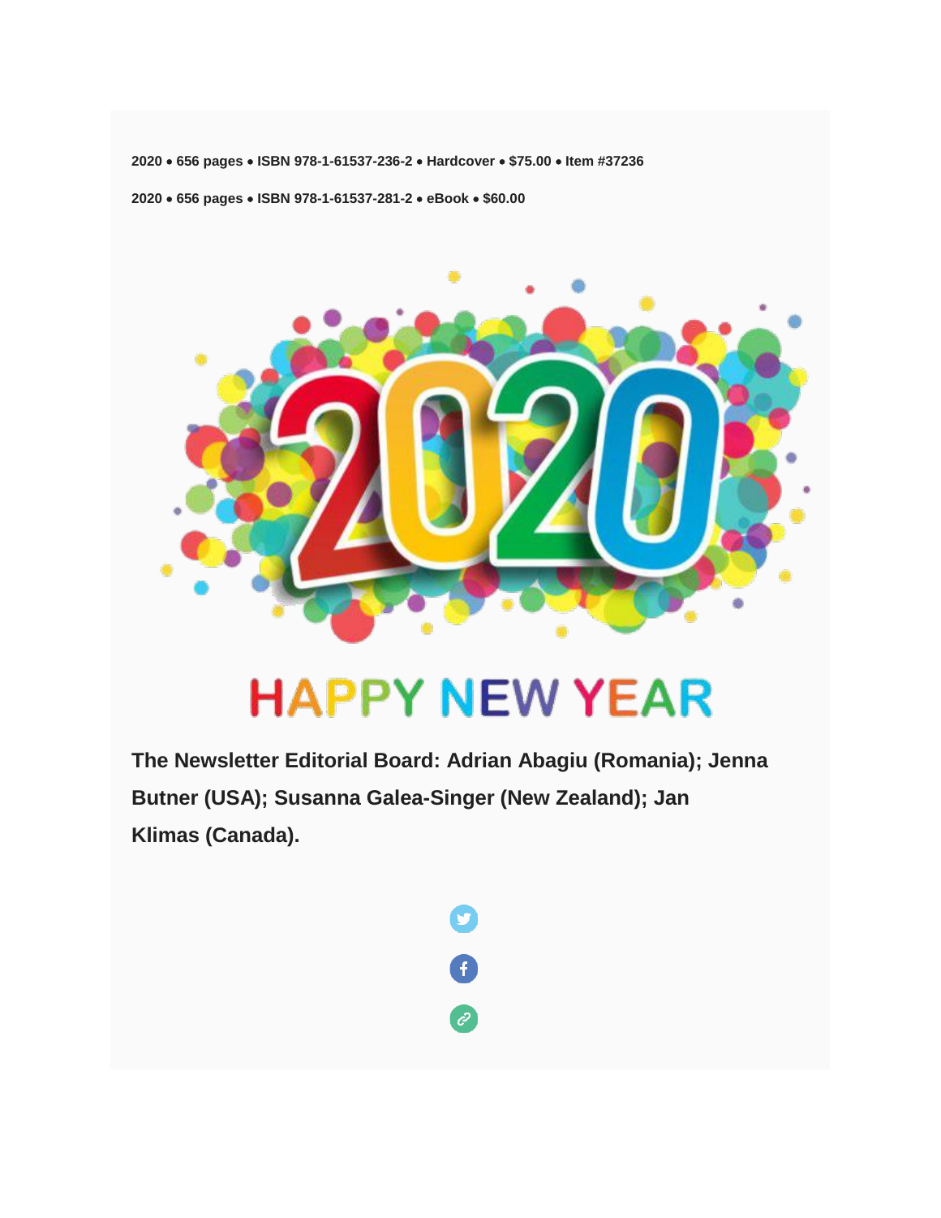**2020 • 656 pages • ISBN 978-1-61537-236-2 • Hardcover • $75.00 • Item #37236**

**2020 • 656 pages • ISBN 978-1-61537-281-2 • eBook • $60.00**

**The Newsletter Editorial Board: Adrian Abagiu (Romania); Jenna Butner (USA); Susanna Galea-Singer (New Zealand); Jan Klimas (Canada).**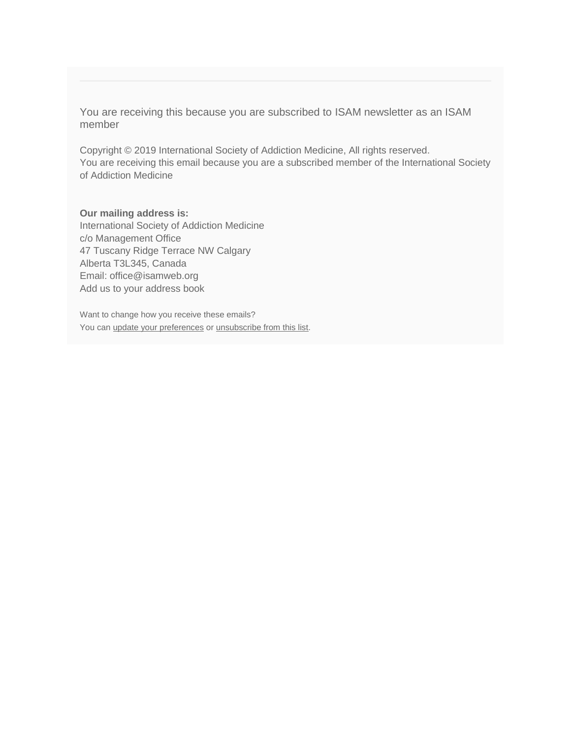You are receiving this because you are subscribed to ISAM newsletter as an ISAM member

Copyright © 2019 International Society of Addiction Medicine, All rights reserved.
You are receiving this email because you are a subscribed member of the International Society of Addiction Medicine

**Our mailing address is:**
International Society of Addiction Medicine
c/o Management Office
47 Tuscany Ridge Terrace NW Calgary
Alberta T3L345, Canada
Email: office@isamweb.org
Add us to your address book

Want to change how you receive these emails?
You can update your preferences or unsubscribe from this list.